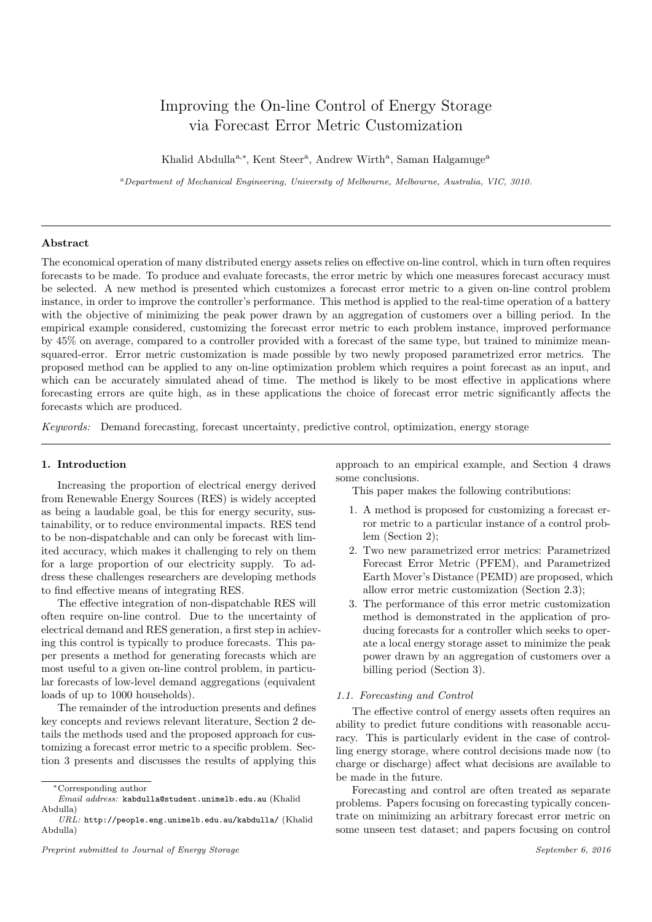# Improving the On-line Control of Energy Storage via Forecast Error Metric Customization

Khalid Abdulla[a,*], Kent Steer[a], Andrew Wirth[a], Saman Halgamuge[a]

[a] *Department of Mechanical Engineering, University of Melbourne, Melbourne, Australia, VIC, 3010.*

---

## Abstract

The economical operation of many distributed energy assets relies on effective on-line control, which in turn often requires forecasts to be made. To produce and evaluate forecasts, the error metric by which one measures forecast accuracy must be selected. A new method is presented which customizes a forecast error metric to a given on-line control problem instance, in order to improve the controller's performance. This method is applied to the real-time operation of a battery with the objective of minimizing the peak power drawn by an aggregation of customers over a billing period. In the empirical example considered, customizing the forecast error metric to each problem instance, improved performance by 45% on average, compared to a controller provided with a forecast of the same type, but trained to minimize mean-squared-error. Error metric customization is made possible by two newly proposed parametrized error metrics. The proposed method can be applied to any on-line optimization problem which requires a point forecast as an input, and which can be accurately simulated ahead of time. The method is likely to be most effective in applications where forecasting errors are quite high, as in these applications the choice of forecast error metric significantly affects the forecasts which are produced.

*Keywords:* Demand forecasting, forecast uncertainty, predictive control, optimization, energy storage

---

## 1. Introduction

Increasing the proportion of electrical energy derived from Renewable Energy Sources (RES) is widely accepted as being a laudable goal, be this for energy security, sustainability, or to reduce environmental impacts. RES tend to be non-dispatchable and can only be forecast with limited accuracy, which makes it challenging to rely on them for a large proportion of our electricity supply. To address these challenges researchers are developing methods to find effective means of integrating RES.

The effective integration of non-dispatchable RES will often require on-line control. Due to the uncertainty of electrical demand and RES generation, a first step in achieving this control is typically to produce forecasts. This paper presents a method for generating forecasts which are most useful to a given on-line control problem, in particular forecasts of low-level demand aggregations (equivalent loads of up to 1000 households).

The remainder of the introduction presents and defines key concepts and reviews relevant literature, Section 2 details the methods used and the proposed approach for customizing a forecast error metric to a specific problem. Section 3 presents and discusses the results of applying this approach to an empirical example, and Section 4 draws some conclusions.

This paper makes the following contributions:

1. A method is proposed for customizing a forecast error metric to a particular instance of a control problem (Section 2);
2. Two new parametrized error metrics: Parametrized Forecast Error Metric (PFEM), and Parametrized Earth Mover's Distance (PEMD) are proposed, which allow error metric customization (Section 2.3);
3. The performance of this error metric customization method is demonstrated in the application of producing forecasts for a controller which seeks to operate a local energy storage asset to minimize the peak power drawn by an aggregation of customers over a billing period (Section 3).

### 1.1. Forecasting and Control

The effective control of energy assets often requires an ability to predict future conditions with reasonable accuracy. This is particularly evident in the case of controlling energy storage, where control decisions made now (to charge or discharge) affect what decisions are available to be made in the future.

Forecasting and control are often treated as separate problems. Papers focusing on forecasting typically concentrate on minimizing an arbitrary forecast error metric on some unseen test dataset; and papers focusing on control

---

*Corresponding author
Email address: kabdulla@student.unimelb.edu.au (Khalid Abdulla)
URL: http://people.eng.unimelb.edu.au/kabdulla/ (Khalid Abdulla)

Preprint submitted to Journal of Energy Storage — September 6, 2016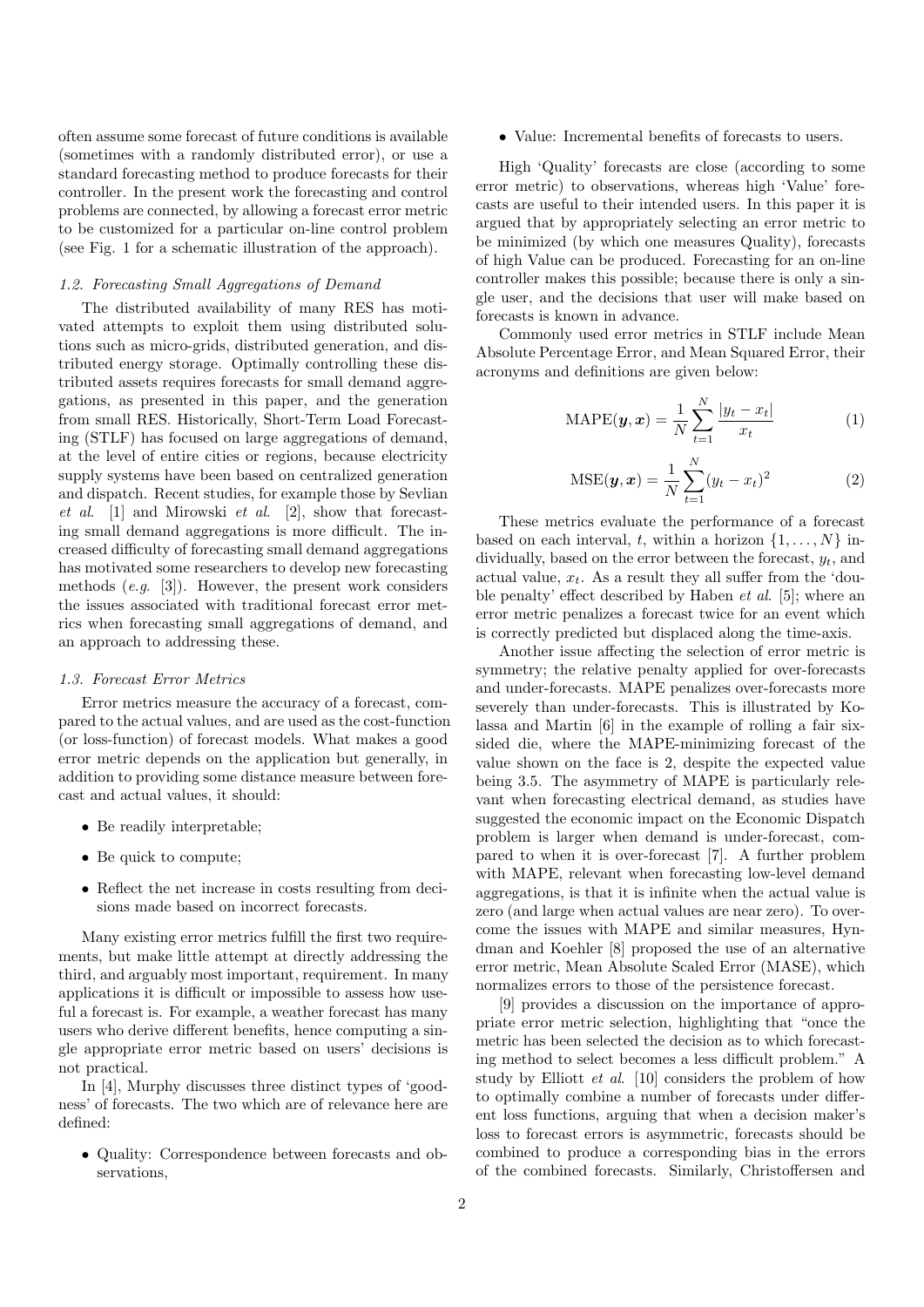often assume some forecast of future conditions is available (sometimes with a randomly distributed error), or use a standard forecasting method to produce forecasts for their controller. In the present work the forecasting and control problems are connected, by allowing a forecast error metric to be customized for a particular on-line control problem (see Fig. 1 for a schematic illustration of the approach).

### *1.2. Forecasting Small Aggregations of Demand*

The distributed availability of many RES has motivated attempts to exploit them using distributed solutions such as micro-grids, distributed generation, and distributed energy storage. Optimally controlling these distributed assets requires forecasts for small demand aggregations, as presented in this paper, and the generation from small RES. Historically, Short-Term Load Forecasting (STLF) has focused on large aggregations of demand, at the level of entire cities or regions, because electricity supply systems have been based on centralized generation and dispatch. Recent studies, for example those by Sevlian *et al.* [1] and Mirowski *et al.* [2], show that forecasting small demand aggregations is more difficult. The increased difficulty of forecasting small demand aggregations has motivated some researchers to develop new forecasting methods (*e.g.* [3]). However, the present work considers the issues associated with traditional forecast error metrics when forecasting small aggregations of demand, and an approach to addressing these.

### *1.3. Forecast Error Metrics*

Error metrics measure the accuracy of a forecast, compared to the actual values, and are used as the cost-function (or loss-function) of forecast models. What makes a good error metric depends on the application but generally, in addition to providing some distance measure between forecast and actual values, it should:

- Be readily interpretable;
- Be quick to compute;
- Reflect the net increase in costs resulting from decisions made based on incorrect forecasts.

Many existing error metrics fulfill the first two requirements, but make little attempt at directly addressing the third, and arguably most important, requirement. In many applications it is difficult or impossible to assess how useful a forecast is. For example, a weather forecast has many users who derive different benefits, hence computing a single appropriate error metric based on users' decisions is not practical.

In [4], Murphy discusses three distinct types of 'goodness' of forecasts. The two which are of relevance here are defined:

- Quality: Correspondence between forecasts and observations,
- Value: Incremental benefits of forecasts to users.

High 'Quality' forecasts are close (according to some error metric) to observations, whereas high 'Value' forecasts are useful to their intended users. In this paper it is argued that by appropriately selecting an error metric to be minimized (by which one measures Quality), forecasts of high Value can be produced. Forecasting for an on-line controller makes this possible; because there is only a single user, and the decisions that user will make based on forecasts is known in advance.

Commonly used error metrics in STLF include Mean Absolute Percentage Error, and Mean Squared Error, their acronyms and definitions are given below:

$$\mathrm{MAPE}(\boldsymbol{y}, \boldsymbol{x}) = \frac{1}{N} \sum_{t=1}^{N} \frac{|y_t - x_t|}{x_t} \tag{1}$$

$$\mathrm{MSE}(\boldsymbol{y}, \boldsymbol{x}) = \frac{1}{N} \sum_{t=1}^{N} (y_t - x_t)^2 \tag{2}$$

These metrics evaluate the performance of a forecast based on each interval, $t$, within a horizon $\{1, \ldots, N\}$ individually, based on the error between the forecast, $y_t$, and actual value, $x_t$. As a result they all suffer from the 'double penalty' effect described by Haben *et al.* [5]; where an error metric penalizes a forecast twice for an event which is correctly predicted but displaced along the time-axis.

Another issue affecting the selection of error metric is symmetry; the relative penalty applied for over-forecasts and under-forecasts. MAPE penalizes over-forecasts more severely than under-forecasts. This is illustrated by Kolassa and Martin [6] in the example of rolling a fair six-sided die, where the MAPE-minimizing forecast of the value shown on the face is 2, despite the expected value being 3.5. The asymmetry of MAPE is particularly relevant when forecasting electrical demand, as studies have suggested the economic impact on the Economic Dispatch problem is larger when demand is under-forecast, compared to when it is over-forecast [7]. A further problem with MAPE, relevant when forecasting low-level demand aggregations, is that it is infinite when the actual value is zero (and large when actual values are near zero). To overcome the issues with MAPE and similar measures, Hyndman and Koehler [8] proposed the use of an alternative error metric, Mean Absolute Scaled Error (MASE), which normalizes errors to those of the persistence forecast.

[9] provides a discussion on the importance of appropriate error metric selection, highlighting that "once the metric has been selected the decision as to which forecasting method to select becomes a less difficult problem." A study by Elliott *et al.* [10] considers the problem of how to optimally combine a number of forecasts under different loss functions, arguing that when a decision maker's loss to forecast errors is asymmetric, forecasts should be combined to produce a corresponding bias in the errors of the combined forecasts. Similarly, Christoffersen and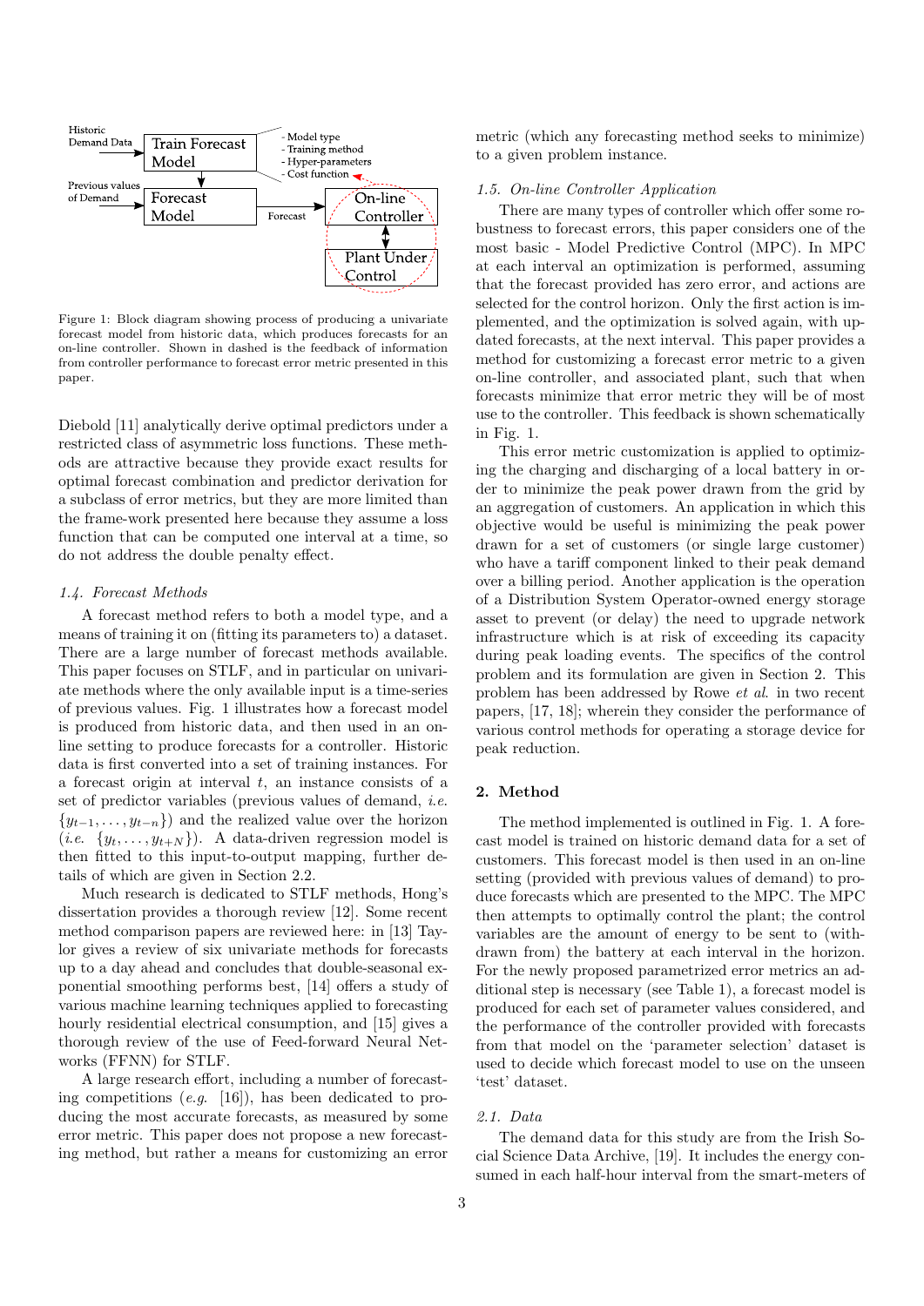Figure 1: Block diagram showing process of producing a univariate forecast model from historic data, which produces forecasts for an on-line controller. Shown in dashed is the feedback of information from controller performance to forecast error metric presented in this paper.

Diebold [11] analytically derive optimal predictors under a restricted class of asymmetric loss functions. These methods are attractive because they provide exact results for optimal forecast combination and predictor derivation for a subclass of error metrics, but they are more limited than the frame-work presented here because they assume a loss function that can be computed one interval at a time, so do not address the double penalty effect.

### 1.4. Forecast Methods

A forecast method refers to both a model type, and a means of training it on (fitting its parameters to) a dataset. There are a large number of forecast methods available. This paper focuses on STLF, and in particular on univariate methods where the only available input is a time-series of previous values. Fig. 1 illustrates how a forecast model is produced from historic data, and then used in an on-line setting to produce forecasts for a controller. Historic data is first converted into a set of training instances. For a forecast origin at interval $t$, an instance consists of a set of predictor variables (previous values of demand, *i.e.* $\{y_{t-1}, \ldots, y_{t-n}\}$) and the realized value over the horizon (*i.e.* $\{y_t, \ldots, y_{t+N}\}$). A data-driven regression model is then fitted to this input-to-output mapping, further details of which are given in Section 2.2.

Much research is dedicated to STLF methods, Hong's dissertation provides a thorough review [12]. Some recent method comparison papers are reviewed here: in [13] Taylor gives a review of six univariate methods for forecasts up to a day ahead and concludes that double-seasonal exponential smoothing performs best, [14] offers a study of various machine learning techniques applied to forecasting hourly residential electrical consumption, and [15] gives a thorough review of the use of Feed-forward Neural Networks (FFNN) for STLF.

A large research effort, including a number of forecasting competitions (*e.g.* [16]), has been dedicated to producing the most accurate forecasts, as measured by some error metric. This paper does not propose a new forecasting method, but rather a means for customizing an error metric (which any forecasting method seeks to minimize) to a given problem instance.

### 1.5. On-line Controller Application

There are many types of controller which offer some robustness to forecast errors, this paper considers one of the most basic - Model Predictive Control (MPC). In MPC at each interval an optimization is performed, assuming that the forecast provided has zero error, and actions are selected for the control horizon. Only the first action is implemented, and the optimization is solved again, with updated forecasts, at the next interval. This paper provides a method for customizing a forecast error metric to a given on-line controller, and associated plant, such that when forecasts minimize that error metric they will be of most use to the controller. This feedback is shown schematically in Fig. 1.

This error metric customization is applied to optimizing the charging and discharging of a local battery in order to minimize the peak power drawn from the grid by an aggregation of customers. An application in which this objective would be useful is minimizing the peak power drawn for a set of customers (or single large customer) who have a tariff component linked to their peak demand over a billing period. Another application is the operation of a Distribution System Operator-owned energy storage asset to prevent (or delay) the need to upgrade network infrastructure which is at risk of exceeding its capacity during peak loading events. The specifics of the control problem and its formulation are given in Section 2. This problem has been addressed by Rowe *et al.* in two recent papers, [17, 18]; wherein they consider the performance of various control methods for operating a storage device for peak reduction.

## 2. Method

The method implemented is outlined in Fig. 1. A forecast model is trained on historic demand data for a set of customers. This forecast model is then used in an on-line setting (provided with previous values of demand) to produce forecasts which are presented to the MPC. The MPC then attempts to optimally control the plant; the control variables are the amount of energy to be sent to (withdrawn from) the battery at each interval in the horizon. For the newly proposed parametrized error metrics an additional step is necessary (see Table 1), a forecast model is produced for each set of parameter values considered, and the performance of the controller provided with forecasts from that model on the 'parameter selection' dataset is used to decide which forecast model to use on the unseen 'test' dataset.

### 2.1. Data

The demand data for this study are from the Irish Social Science Data Archive, [19]. It includes the energy consumed in each half-hour interval from the smart-meters of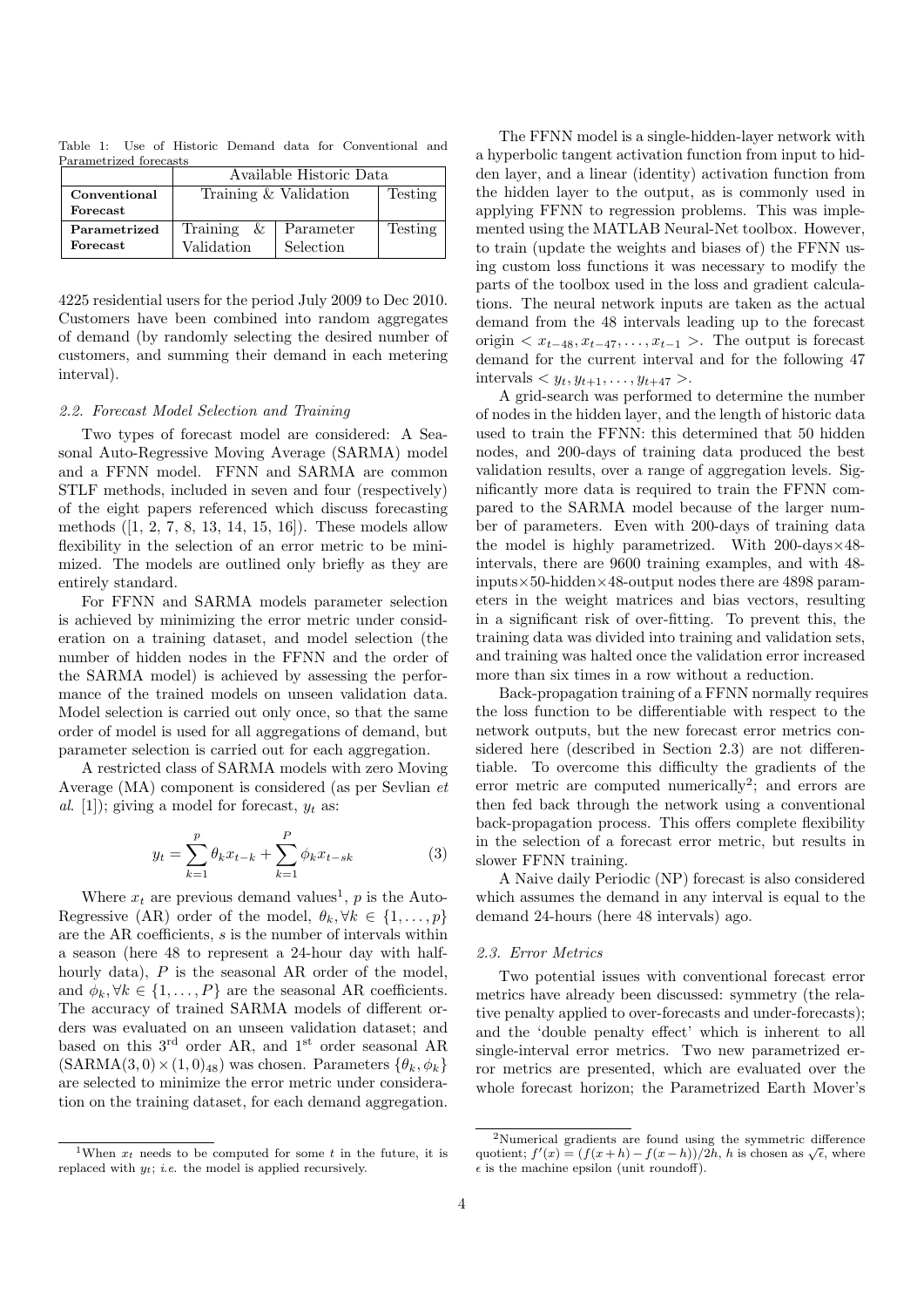Table 1: Use of Historic Demand data for Conventional and Parametrized forecasts

| | Available Historic Data | | |
|---|---|---|---|
| **Conventional Forecast** | Training & Validation | | Testing |
| **Parametrized Forecast** | Training & Validation | Parameter Selection | Testing |

4225 residential users for the period July 2009 to Dec 2010. Customers have been combined into random aggregates of demand (by randomly selecting the desired number of customers, and summing their demand in each metering interval).

### 2.2. Forecast Model Selection and Training

Two types of forecast model are considered: A Seasonal Auto-Regressive Moving Average (SARMA) model and a FFNN model. FFNN and SARMA are common STLF methods, included in seven and four (respectively) of the eight papers referenced which discuss forecasting methods ([1, 2, 7, 8, 13, 14, 15, 16]). These models allow flexibility in the selection of an error metric to be minimized. The models are outlined only briefly as they are entirely standard.

For FFNN and SARMA models parameter selection is achieved by minimizing the error metric under consideration on a training dataset, and model selection (the number of hidden nodes in the FFNN and the order of the SARMA model) is achieved by assessing the performance of the trained models on unseen validation data. Model selection is carried out only once, so that the same order of model is used for all aggregations of demand, but parameter selection is carried out for each aggregation.

A restricted class of SARMA models with zero Moving Average (MA) component is considered (as per Sevlian *et al.* [1]); giving a model for forecast, $y_t$ as:

$$y_t = \sum_{k=1}^{p} \theta_k x_{t-k} + \sum_{k=1}^{P} \phi_k x_{t-sk} \tag{3}$$

Where $x_t$ are previous demand values[1], $p$ is the Auto-Regressive (AR) order of the model, $\theta_k, \forall k \in \{1, \ldots, p\}$ are the AR coefficients, $s$ is the number of intervals within a season (here 48 to represent a 24-hour day with half-hourly data), $P$ is the seasonal AR order of the model, and $\phi_k, \forall k \in \{1, \ldots, P\}$ are the seasonal AR coefficients. The accuracy of trained SARMA models of different orders was evaluated on an unseen validation dataset; and based on this 3rd order AR, and 1st order seasonal AR $(\text{SARMA}(3,0) \times (1,0)_{48})$ was chosen. Parameters $\{\theta_k, \phi_k\}$ are selected to minimize the error metric under consideration on the training dataset, for each demand aggregation.

The FFNN model is a single-hidden-layer network with a hyperbolic tangent activation function from input to hidden layer, and a linear (identity) activation function from the hidden layer to the output, as is commonly used in applying FFNN to regression problems. This was implemented using the MATLAB Neural-Net toolbox. However, to train (update the weights and biases of) the FFNN using custom loss functions it was necessary to modify the parts of the toolbox used in the loss and gradient calculations. The neural network inputs are taken as the actual demand from the 48 intervals leading up to the forecast origin $< x_{t-48}, x_{t-47}, \ldots, x_{t-1} >$. The output is forecast demand for the current interval and for the following 47 intervals $< y_t, y_{t+1}, \ldots, y_{t+47} >$.

A grid-search was performed to determine the number of nodes in the hidden layer, and the length of historic data used to train the FFNN: this determined that 50 hidden nodes, and 200-days of training data produced the best validation results, over a range of aggregation levels. Significantly more data is required to train the FFNN compared to the SARMA model because of the larger number of parameters. Even with 200-days of training data the model is highly parametrized. With 200-days×48-intervals, there are 9600 training examples, and with 48-inputs×50-hidden×48-output nodes there are 4898 parameters in the weight matrices and bias vectors, resulting in a significant risk of over-fitting. To prevent this, the training data was divided into training and validation sets, and training was halted once the validation error increased more than six times in a row without a reduction.

Back-propagation training of a FFNN normally requires the loss function to be differentiable with respect to the network outputs, but the new forecast error metrics considered here (described in Section 2.3) are not differentiable. To overcome this difficulty the gradients of the error metric are computed numerically[2]; and errors are then fed back through the network using a conventional back-propagation process. This offers complete flexibility in the selection of a forecast error metric, but results in slower FFNN training.

A Naive daily Periodic (NP) forecast is also considered which assumes the demand in any interval is equal to the demand 24-hours (here 48 intervals) ago.

### 2.3. Error Metrics

Two potential issues with conventional forecast error metrics have already been discussed: symmetry (the relative penalty applied to over-forecasts and under-forecasts); and the 'double penalty effect' which is inherent to all single-interval error metrics. Two new parametrized error metrics are presented, which are evaluated over the whole forecast horizon; the Parametrized Earth Mover's

[1] When $x_t$ needs to be computed for some $t$ in the future, it is replaced with $y_t$; *i.e.* the model is applied recursively.

[2] Numerical gradients are found using the symmetric difference quotient; $f'(x) = (f(x+h) - f(x-h))/2h$, $h$ is chosen as $\sqrt{\epsilon}$, where $\epsilon$ is the machine epsilon (unit roundoff).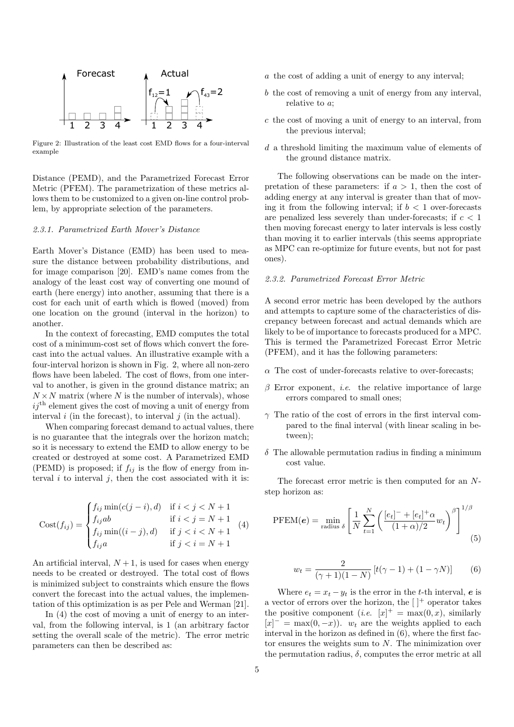Figure 2: Illustration of the least cost EMD flows for a four-interval example

Distance (PEMD), and the Parametrized Forecast Error Metric (PFEM). The parametrization of these metrics allows them to be customized to a given on-line control problem, by appropriate selection of the parameters.

#### 2.3.1. Parametrized Earth Mover's Distance

Earth Mover's Distance (EMD) has been used to measure the distance between probability distributions, and for image comparison [20]. EMD's name comes from the analogy of the least cost way of converting one mound of earth (here energy) into another, assuming that there is a cost for each unit of earth which is flowed (moved) from one location on the ground (interval in the horizon) to another.

In the context of forecasting, EMD computes the total cost of a minimum-cost set of flows which convert the forecast into the actual values. An illustrative example with a four-interval horizon is shown in Fig. 2, where all non-zero flows have been labeled. The cost of flows, from one interval to another, is given in the ground distance matrix; an $N \times N$ matrix (where $N$ is the number of intervals), whose $ij^{\text{th}}$ element gives the cost of moving a unit of energy from interval $i$ (in the forecast), to interval $j$ (in the actual).

When comparing forecast demand to actual values, there is no guarantee that the integrals over the horizon match; so it is necessary to extend the EMD to allow energy to be created or destroyed at some cost. A Parametrized EMD (PEMD) is proposed; if $f_{ij}$ is the flow of energy from interval $i$ to interval $j$, then the cost associated with it is:

$$\text{Cost}(f_{ij}) = \begin{cases} f_{ij}\min(c(j-i), d) & \text{if } i < j < N+1 \\ f_{ij}ab & \text{if } i < j = N+1 \\ f_{ij}\min((i-j), d) & \text{if } j < i < N+1 \\ f_{ij}a & \text{if } j < i = N+1 \end{cases} \quad (4)$$

An artificial interval, $N+1$, is used for cases when energy needs to be created or destroyed. The total cost of flows is minimized subject to constraints which ensure the flows convert the forecast into the actual values, the implementation of this optimization is as per Pele and Werman [21].

In (4) the cost of moving a unit of energy to an interval, from the following interval, is 1 (an arbitrary factor setting the overall scale of the metric). The error metric parameters can then be described as:

- $a$ the cost of adding a unit of energy to any interval;
- $b$ the cost of removing a unit of energy from any interval, relative to $a$;
- $c$ the cost of moving a unit of energy to an interval, from the previous interval;
- $d$ a threshold limiting the maximum value of elements of the ground distance matrix.

The following observations can be made on the interpretation of these parameters: if $a > 1$, then the cost of adding energy at any interval is greater than that of moving it from the following interval; if $b < 1$ over-forecasts are penalized less severely than under-forecasts; if $c < 1$ then moving forecast energy to later intervals is less costly than moving it to earlier intervals (this seems appropriate as MPC can re-optimize for future events, but not for past ones).

#### 2.3.2. Parametrized Forecast Error Metric

A second error metric has been developed by the authors and attempts to capture some of the characteristics of discrepancy between forecast and actual demands which are likely to be of importance to forecasts produced for a MPC. This is termed the Parametrized Forecast Error Metric (PFEM), and it has the following parameters:

- $\alpha$ The cost of under-forecasts relative to over-forecasts;
- $\beta$ Error exponent, *i.e.* the relative importance of large errors compared to small ones;
- $\gamma$ The ratio of the cost of errors in the first interval compared to the final interval (with linear scaling in between);
- $\delta$ The allowable permutation radius in finding a minimum cost value.

The forecast error metric is then computed for an $N$-step horizon as:

$$\text{PFEM}(\boldsymbol{e}) = \min_{\text{radius } \delta}\left[\frac{1}{N}\sum_{t=1}^{N}\left(\frac{[e_t]^- + [e_t]^+\alpha}{(1+\alpha)/2}w_t\right)^\beta\right]^{1/\beta} \quad (5)$$

$$w_t = \frac{2}{(\gamma+1)(1-N)}\left[t(\gamma-1) + (1-\gamma N)\right] \quad (6)$$

Where $e_t = x_t - y_t$ is the error in the $t$-th interval, $\boldsymbol{e}$ is a vector of errors over the horizon, the $[\,]^+$ operator takes the positive component (*i.e.* $[x]^+ = \max(0, x)$, similarly $[x]^- = \max(0, -x)$). $w_t$ are the weights applied to each interval in the horizon as defined in (6), where the first factor ensures the weights sum to $N$. The minimization over the permutation radius, $\delta$, computes the error metric at all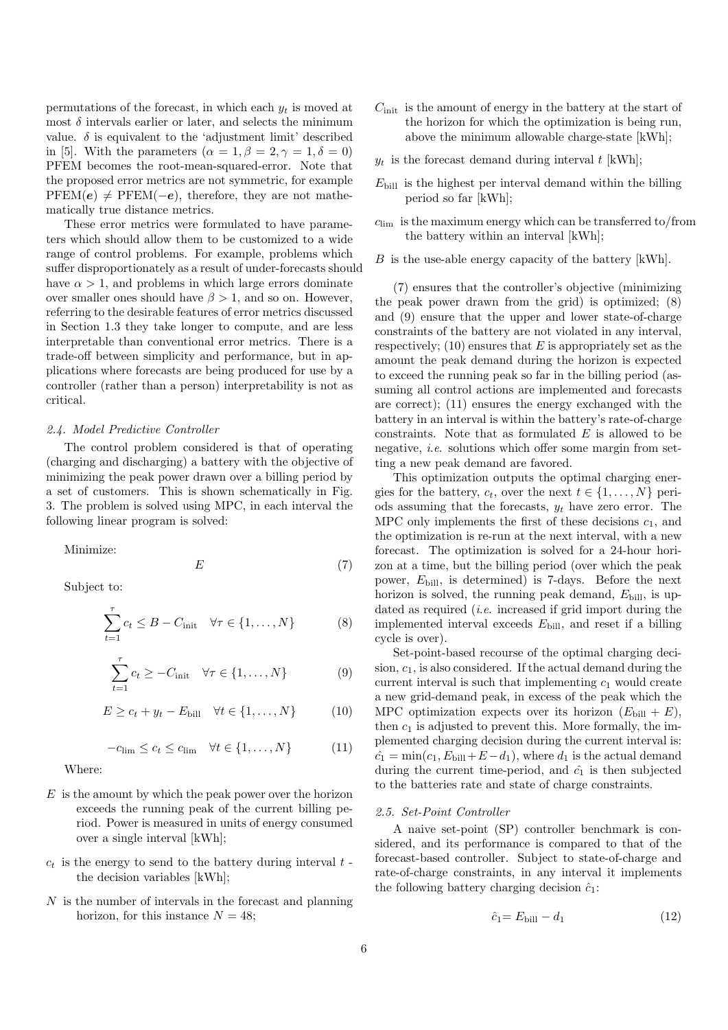permutations of the forecast, in which each $y_t$ is moved at most $\delta$ intervals earlier or later, and selects the minimum value. $\delta$ is equivalent to the 'adjustment limit' described in [5]. With the parameters $(\alpha = 1, \beta = 2, \gamma = 1, \delta = 0)$ PFEM becomes the root-mean-squared-error. Note that the proposed error metrics are not symmetric, for example $\text{PFEM}(\boldsymbol{e}) \neq \text{PFEM}(-\boldsymbol{e})$, therefore, they are not mathematically true distance metrics.

These error metrics were formulated to have parameters which should allow them to be customized to a wide range of control problems. For example, problems which suffer disproportionately as a result of under-forecasts should have $\alpha > 1$, and problems in which large errors dominate over smaller ones should have $\beta > 1$, and so on. However, referring to the desirable features of error metrics discussed in Section 1.3 they take longer to compute, and are less interpretable than conventional error metrics. There is a trade-off between simplicity and performance, but in applications where forecasts are being produced for use by a controller (rather than a person) interpretability is not as critical.

### *2.4. Model Predictive Controller*

The control problem considered is that of operating (charging and discharging) a battery with the objective of minimizing the peak power drawn over a billing period by a set of customers. This is shown schematically in Fig. 3. The problem is solved using MPC, in each interval the following linear program is solved:

Minimize:

$$E \tag{7}$$

Subject to:

$$\sum_{t=1}^{\tau} c_t \leq B - C_{\text{init}} \quad \forall \tau \in \{1, \ldots, N\} \tag{8}$$

$$\sum_{t=1}^{\tau} c_t \geq -C_{\text{init}} \quad \forall \tau \in \{1, \ldots, N\} \tag{9}$$

$$E \geq c_t + y_t - E_{\text{bill}} \quad \forall t \in \{1, \ldots, N\} \tag{10}$$

$$-c_{\text{lim}} \leq c_t \leq c_{\text{lim}} \quad \forall t \in \{1, \ldots, N\} \tag{11}$$

Where:

- $E$ is the amount by which the peak power over the horizon exceeds the running peak of the current billing period. Power is measured in units of energy consumed over a single interval [kWh];
- $c_t$ is the energy to send to the battery during interval $t$ - the decision variables [kWh];
- $N$ is the number of intervals in the forecast and planning horizon, for this instance $N = 48$;
- $C_{\text{init}}$ is the amount of energy in the battery at the start of the horizon for which the optimization is being run, above the minimum allowable charge-state [kWh];
- $y_t$ is the forecast demand during interval $t$ [kWh];
- $E_{\text{bill}}$ is the highest per interval demand within the billing period so far [kWh];
- $c_{\text{lim}}$ is the maximum energy which can be transferred to/from the battery within an interval [kWh];
- $B$ is the use-able energy capacity of the battery [kWh].

(7) ensures that the controller's objective (minimizing the peak power drawn from the grid) is optimized; (8) and (9) ensure that the upper and lower state-of-charge constraints of the battery are not violated in any interval, respectively; (10) ensures that $E$ is appropriately set as the amount the peak demand during the horizon is expected to exceed the running peak so far in the billing period (assuming all control actions are implemented and forecasts are correct); (11) ensures the energy exchanged with the battery in an interval is within the battery's rate-of-charge constraints. Note that as formulated $E$ is allowed to be negative, *i.e.* solutions which offer some margin from setting a new peak demand are favored.

This optimization outputs the optimal charging energies for the battery, $c_t$, over the next $t \in \{1, \ldots, N\}$ periods assuming that the forecasts, $y_t$ have zero error. The MPC only implements the first of these decisions $c_1$, and the optimization is re-run at the next interval, with a new forecast. The optimization is solved for a 24-hour horizon at a time, but the billing period (over which the peak power, $E_{\text{bill}}$, is determined) is 7-days. Before the next horizon is solved, the running peak demand, $E_{\text{bill}}$, is updated as required (*i.e.* increased if grid import during the implemented interval exceeds $E_{\text{bill}}$, and reset if a billing cycle is over).

Set-point-based recourse of the optimal charging decision, $c_1$, is also considered. If the actual demand during the current interval is such that implementing $c_1$ would create a new grid-demand peak, in excess of the peak which the MPC optimization expects over its horizon ($E_{\text{bill}} + E$), then $c_1$ is adjusted to prevent this. More formally, the implemented charging decision during the current interval is: $\hat{c_1} = \min(c_1, E_{\text{bill}} + E - d_1)$, where $d_1$ is the actual demand during the current time-period, and $\hat{c_1}$ is then subjected to the batteries rate and state of charge constraints.

### *2.5. Set-Point Controller*

A naive set-point (SP) controller benchmark is considered, and its performance is compared to that of the forecast-based controller. Subject to state-of-charge and rate-of-charge constraints, in any interval it implements the following battery charging decision $\hat{c}_1$:

$$\hat{c}_1 = E_{\text{bill}} - d_1 \tag{12}$$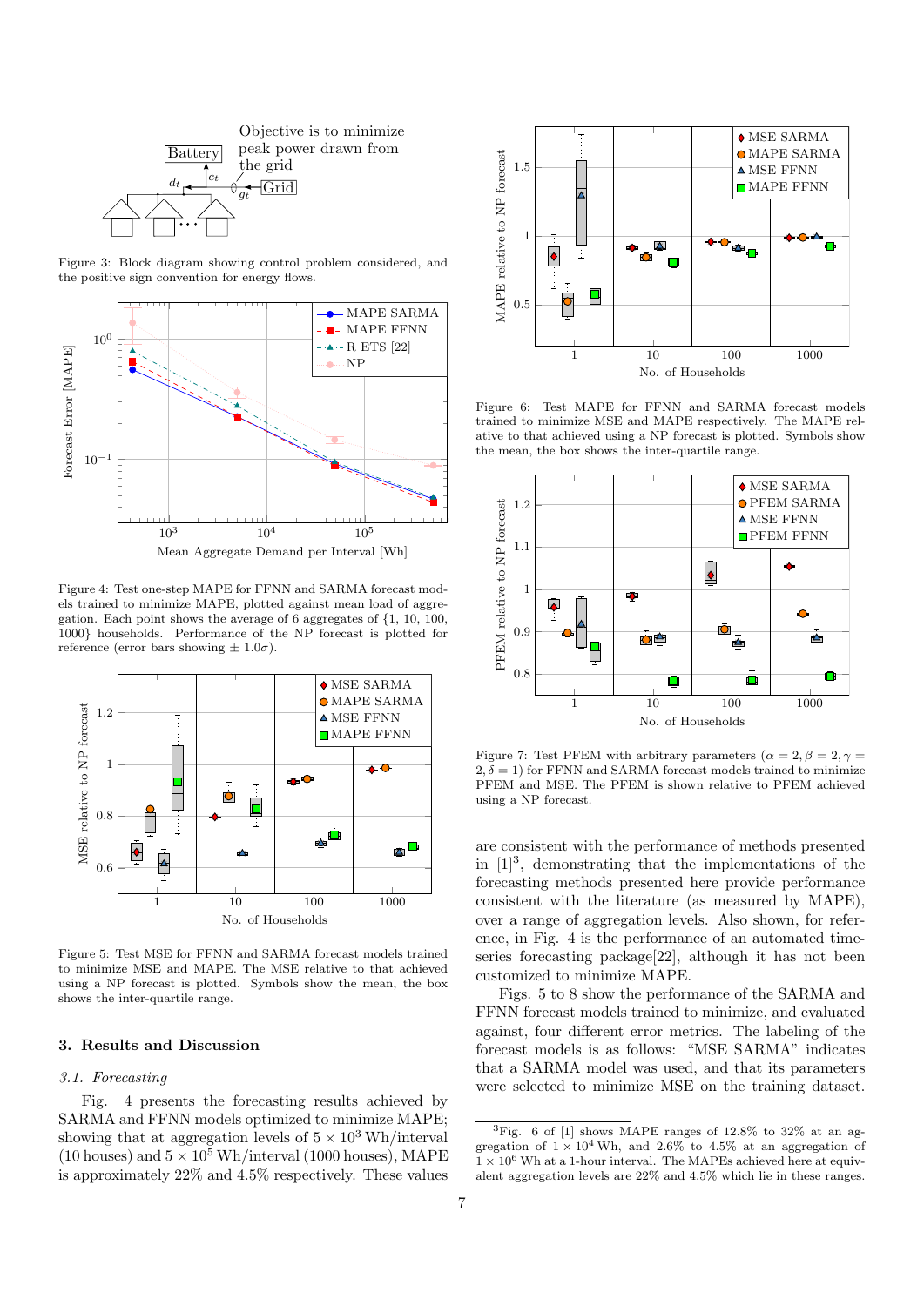Figure 3: Block diagram showing control problem considered, and the positive sign convention for energy flows.

Figure 4: Test one-step MAPE for FFNN and SARMA forecast models trained to minimize MAPE, plotted against mean load of aggregation. Each point shows the average of 6 aggregates of {1, 10, 100, 1000} households. Performance of the NP forecast is plotted for reference (error bars showing $\pm$ 1.0$\sigma$).

Figure 5: Test MSE for FFNN and SARMA forecast models trained to minimize MSE and MAPE. The MSE relative to that achieved using a NP forecast is plotted. Symbols show the mean, the box shows the inter-quartile range.

## 3. Results and Discussion

### 3.1. Forecasting

Fig. 4 presents the forecasting results achieved by SARMA and FFNN models optimized to minimize MAPE; showing that at aggregation levels of $5 \times 10^3$ Wh/interval (10 houses) and $5 \times 10^5$ Wh/interval (1000 houses), MAPE is approximately 22% and 4.5% respectively. These values

Figure 6: Test MAPE for FFNN and SARMA forecast models trained to minimize MSE and MAPE respectively. The MAPE relative to that achieved using a NP forecast is plotted. Symbols show the mean, the box shows the inter-quartile range.

Figure 7: Test PFEM with arbitrary parameters ($\alpha = 2, \beta = 2, \gamma = 2, \delta = 1$) for FFNN and SARMA forecast models trained to minimize PFEM and MSE. The PFEM is shown relative to PFEM achieved using a NP forecast.

are consistent with the performance of methods presented in [1][3], demonstrating that the implementations of the forecasting methods presented here provide performance consistent with the literature (as measured by MAPE), over a range of aggregation levels. Also shown, for reference, in Fig. 4 is the performance of an automated time-series forecasting package[22], although it has not been customized to minimize MAPE.

Figs. 5 to 8 show the performance of the SARMA and FFNN forecast models trained to minimize, and evaluated against, four different error metrics. The labeling of the forecast models is as follows: "MSE SARMA" indicates that a SARMA model was used, and that its parameters were selected to minimize MSE on the training dataset.

[3] Fig. 6 of [1] shows MAPE ranges of 12.8% to 32% at an aggregation of $1 \times 10^4$ Wh, and 2.6% to 4.5% at an aggregation of $1 \times 10^6$ Wh at a 1-hour interval. The MAPEs achieved here at equivalent aggregation levels are 22% and 4.5% which lie in these ranges.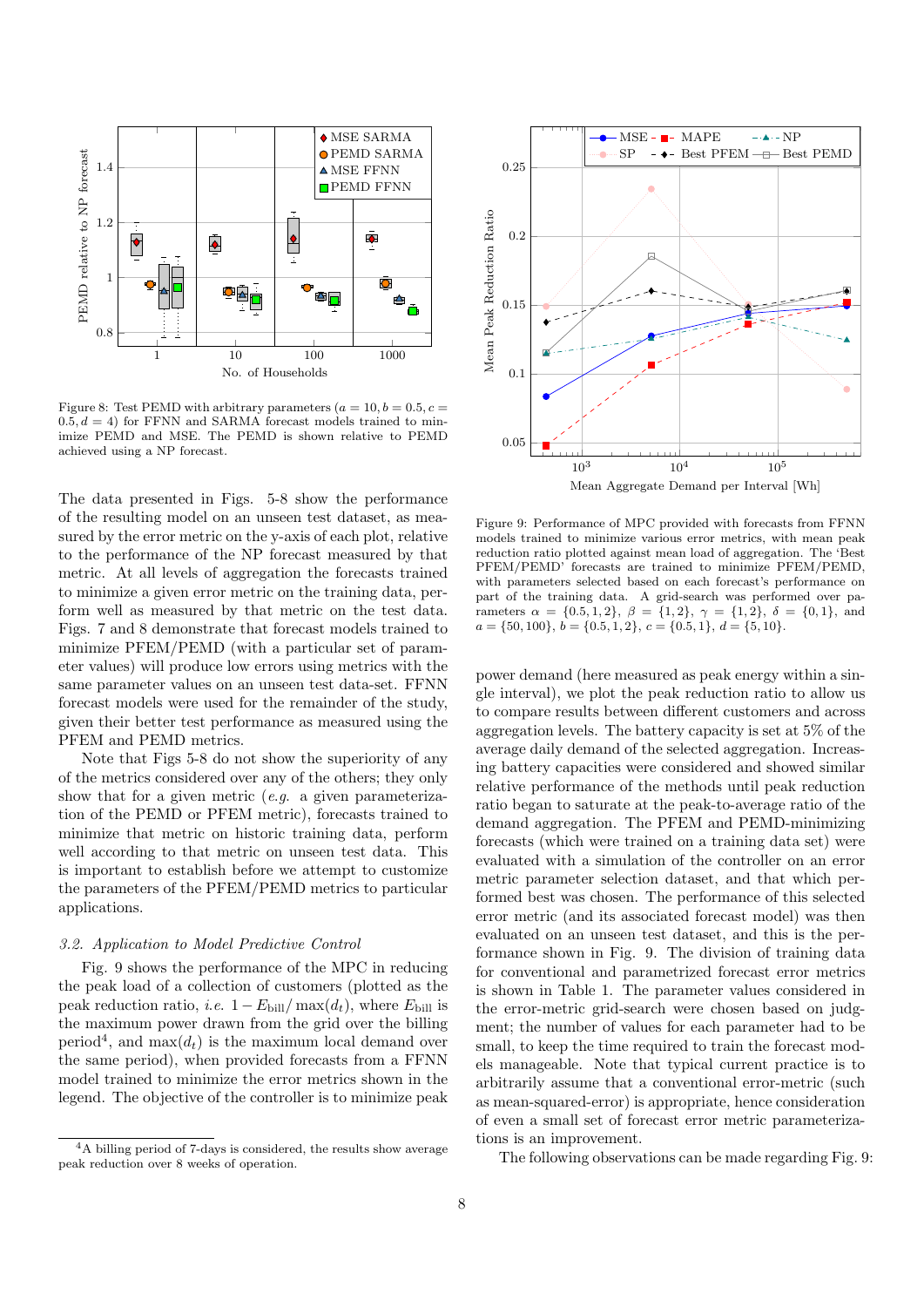Figure 8: Test PEMD with arbitrary parameters ($a = 10, b = 0.5, c = 0.5, d = 4$) for FFNN and SARMA forecast models trained to minimize PEMD and MSE. The PEMD is shown relative to PEMD achieved using a NP forecast.

The data presented in Figs. 5-8 show the performance of the resulting model on an unseen test dataset, as measured by the error metric on the y-axis of each plot, relative to the performance of the NP forecast measured by that metric. At all levels of aggregation the forecasts trained to minimize a given error metric on the training data, perform well as measured by that metric on the test data. Figs. 7 and 8 demonstrate that forecast models trained to minimize PFEM/PEMD (with a particular set of parameter values) will produce low errors using metrics with the same parameter values on an unseen test data-set. FFNN forecast models were used for the remainder of the study, given their better test performance as measured using the PFEM and PEMD metrics.

Note that Figs 5-8 do not show the superiority of any of the metrics considered over any of the others; they only show that for a given metric (*e.g.* a given parameterization of the PEMD or PFEM metric), forecasts trained to minimize that metric on historic training data, perform well according to that metric on unseen test data. This is important to establish before we attempt to customize the parameters of the PFEM/PEMD metrics to particular applications.

### 3.2. Application to Model Predictive Control

Fig. 9 shows the performance of the MPC in reducing the peak load of a collection of customers (plotted as the peak reduction ratio, *i.e.* $1 - E_{\text{bill}}/\max(d_t)$, where $E_{\text{bill}}$ is the maximum power drawn from the grid over the billing period[4], and $\max(d_t)$ is the maximum local demand over the same period), when provided forecasts from a FFNN model trained to minimize the error metrics shown in the legend. The objective of the controller is to minimize peak power demand (here measured as peak energy within a single interval), we plot the peak reduction ratio to allow us to compare results between different customers and across aggregation levels. The battery capacity is set at 5% of the average daily demand of the selected aggregation. Increasing battery capacities were considered and showed similar relative performance of the methods until peak reduction ratio began to saturate at the peak-to-average ratio of the demand aggregation. The PFEM and PEMD-minimizing forecasts (which were trained on a training data set) were evaluated with a simulation of the controller on an error metric parameter selection dataset, and that which performed best was chosen. The performance of this selected error metric (and its associated forecast model) was then evaluated on an unseen test dataset, and this is the performance shown in Fig. 9. The division of training data for conventional and parametrized forecast error metrics is shown in Table 1. The parameter values considered in the error-metric grid-search were chosen based on judgment; the number of values for each parameter had to be small, to keep the time required to train the forecast models manageable. Note that typical current practice is to arbitrarily assume that a conventional error-metric (such as mean-squared-error) is appropriate, hence consideration of even a small set of forecast error metric parameterizations is an improvement.

Figure 9: Performance of MPC provided with forecasts from FFNN models trained to minimize various error metrics, with mean peak reduction ratio plotted against mean load of aggregation. The 'Best PFEM/PEMD' forecasts are trained to minimize PFEM/PEMD, with parameters selected based on each forecast's performance on part of the training data. A grid-search was performed over parameters $\alpha = \{0.5, 1, 2\}$, $\beta = \{1, 2\}$, $\gamma = \{1, 2\}$, $\delta = \{0, 1\}$, and $a = \{50, 100\}$, $b = \{0.5, 1, 2\}$, $c = \{0.5, 1\}$, $d = \{5, 10\}$.

The following observations can be made regarding Fig. 9:

[4] A billing period of 7-days is considered, the results show average peak reduction over 8 weeks of operation.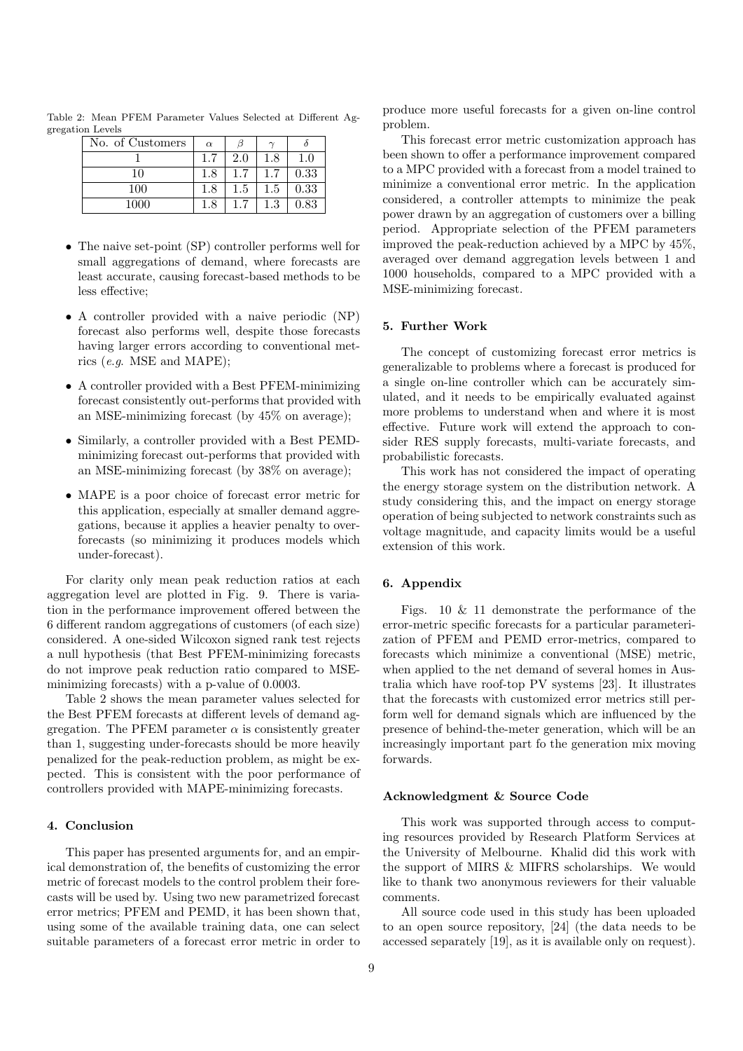Table 2: Mean PFEM Parameter Values Selected at Different Aggregation Levels

| No. of Customers | $\alpha$ | $\beta$ | $\gamma$ | $\delta$ |
|---|---|---|---|---|
| 1 | 1.7 | 2.0 | 1.8 | 1.0 |
| 10 | 1.8 | 1.7 | 1.7 | 0.33 |
| 100 | 1.8 | 1.5 | 1.5 | 0.33 |
| 1000 | 1.8 | 1.7 | 1.3 | 0.83 |

- The naive set-point (SP) controller performs well for small aggregations of demand, where forecasts are least accurate, causing forecast-based methods to be less effective;
- A controller provided with a naive periodic (NP) forecast also performs well, despite those forecasts having larger errors according to conventional metrics (*e.g.* MSE and MAPE);
- A controller provided with a Best PFEM-minimizing forecast consistently out-performs that provided with an MSE-minimizing forecast (by 45% on average);
- Similarly, a controller provided with a Best PEMD-minimizing forecast out-performs that provided with an MSE-minimizing forecast (by 38% on average);
- MAPE is a poor choice of forecast error metric for this application, especially at smaller demand aggregations, because it applies a heavier penalty to over-forecasts (so minimizing it produces models which under-forecast).

For clarity only mean peak reduction ratios at each aggregation level are plotted in Fig. 9. There is variation in the performance improvement offered between the 6 different random aggregations of customers (of each size) considered. A one-sided Wilcoxon signed rank test rejects a null hypothesis (that Best PFEM-minimizing forecasts do not improve peak reduction ratio compared to MSE-minimizing forecasts) with a p-value of 0.0003.

Table 2 shows the mean parameter values selected for the Best PFEM forecasts at different levels of demand aggregation. The PFEM parameter $\alpha$ is consistently greater than 1, suggesting under-forecasts should be more heavily penalized for the peak-reduction problem, as might be expected. This is consistent with the poor performance of controllers provided with MAPE-minimizing forecasts.

## 4. Conclusion

This paper has presented arguments for, and an empirical demonstration of, the benefits of customizing the error metric of forecast models to the control problem their forecasts will be used by. Using two new parametrized forecast error metrics; PFEM and PEMD, it has been shown that, using some of the available training data, one can select suitable parameters of a forecast error metric in order to produce more useful forecasts for a given on-line control problem.

This forecast error metric customization approach has been shown to offer a performance improvement compared to a MPC provided with a forecast from a model trained to minimize a conventional error metric. In the application considered, a controller attempts to minimize the peak power drawn by an aggregation of customers over a billing period. Appropriate selection of the PFEM parameters improved the peak-reduction achieved by a MPC by 45%, averaged over demand aggregation levels between 1 and 1000 households, compared to a MPC provided with a MSE-minimizing forecast.

## 5. Further Work

The concept of customizing forecast error metrics is generalizable to problems where a forecast is produced for a single on-line controller which can be accurately simulated, and it needs to be empirically evaluated against more problems to understand when and where it is most effective. Future work will extend the approach to consider RES supply forecasts, multi-variate forecasts, and probabilistic forecasts.

This work has not considered the impact of operating the energy storage system on the distribution network. A study considering this, and the impact on energy storage operation of being subjected to network constraints such as voltage magnitude, and capacity limits would be a useful extension of this work.

## 6. Appendix

Figs. 10 & 11 demonstrate the performance of the error-metric specific forecasts for a particular parameterization of PFEM and PEMD error-metrics, compared to forecasts which minimize a conventional (MSE) metric, when applied to the net demand of several homes in Australia which have roof-top PV systems [23]. It illustrates that the forecasts with customized error metrics still perform well for demand signals which are influenced by the presence of behind-the-meter generation, which will be an increasingly important part fo the generation mix moving forwards.

## Acknowledgment & Source Code

This work was supported through access to computing resources provided by Research Platform Services at the University of Melbourne. Khalid did this work with the support of MIRS & MIFRS scholarships. We would like to thank two anonymous reviewers for their valuable comments.

All source code used in this study has been uploaded to an open source repository, [24] (the data needs to be accessed separately [19], as it is available only on request).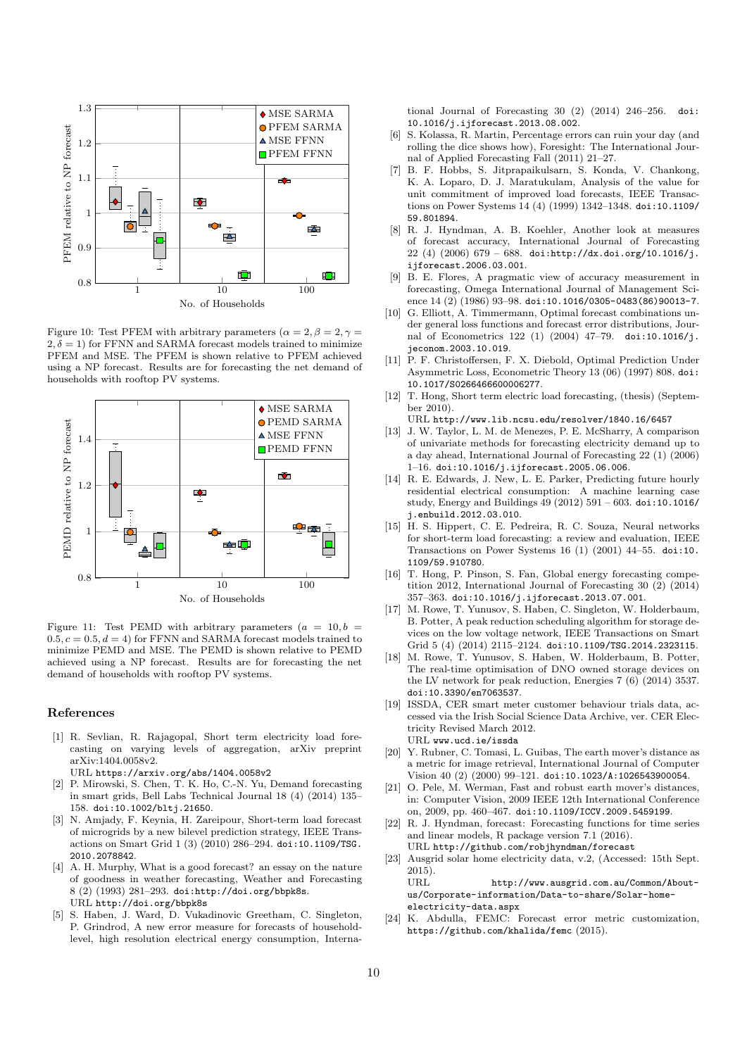1.3

1.2

1.1

1

0.9

0.8

PFEM relative to NP forecast

1

10

100

No. of Households

MSE SARMA

PFEM SARMA

MSE FFNN

PFEM FFNN

Figure 10: Test PFEM with arbitrary parameters ($\alpha = 2, \beta = 2, \gamma = 2, \delta = 1$) for FFNN and SARMA forecast models trained to minimize PFEM and MSE. The PFEM is shown relative to PFEM achieved using a NP forecast. Results are for forecasting the net demand of households with rooftop PV systems.

1.4

1.2

1

0.8

PEMD relative to NP forecast

1

10

100

No. of Households

MSE SARMA

PEMD SARMA

MSE FFNN

PEMD FFNN

Figure 11: Test PEMD with arbitrary parameters ($a = 10, b = 0.5, c = 0.5, d = 4$) for FFNN and SARMA forecast models trained to minimize PEMD and MSE. The PEMD is shown relative to PEMD achieved using a NP forecast. Results are for forecasting the net demand of households with rooftop PV systems.

## References

[1] R. Sevlian, R. Rajagopal, Short term electricity load forecasting on varying levels of aggregation, arXiv preprint arXiv:1404.0058v2.
URL https://arxiv.org/abs/1404.0058v2

[2] P. Mirowski, S. Chen, T. K. Ho, C.-N. Yu, Demand forecasting in smart grids, Bell Labs Technical Journal 18 (4) (2014) 135–158. doi:10.1002/bltj.21650.

[3] N. Amjady, F. Keynia, H. Zareipour, Short-term load forecast of microgrids by a new bilevel prediction strategy, IEEE Transactions on Smart Grid 1 (3) (2010) 286–294. doi:10.1109/TSG.2010.2078842.

[4] A. H. Murphy, What is a good forecast? an essay on the nature of goodness in weather forecasting, Weather and Forecasting 8 (2) (1993) 281–293. doi:http://doi.org/bbpk8s.
URL http://doi.org/bbpk8s

[5] S. Haben, J. Ward, D. Vukadinovic Greetham, C. Singleton, P. Grindrod, A new error measure for forecasts of household-level, high resolution electrical energy consumption, International Journal of Forecasting 30 (2) (2014) 246–256. doi:10.1016/j.ijforecast.2013.08.002.

[6] S. Kolassa, R. Martin, Percentage errors can ruin your day (and rolling the dice shows how), Foresight: The International Journal of Applied Forecasting Fall (2011) 21–27.

[7] B. F. Hobbs, S. Jitprapaikulsarn, S. Konda, V. Chankong, K. A. Loparo, D. J. Maratukulam, Analysis of the value for unit commitment of improved load forecasts, IEEE Transactions on Power Systems 14 (4) (1999) 1342–1348. doi:10.1109/59.801894.

[8] R. J. Hyndman, A. B. Koehler, Another look at measures of forecast accuracy, International Journal of Forecasting 22 (4) (2006) 679 – 688. doi:http://dx.doi.org/10.1016/j.ijforecast.2006.03.001.

[9] B. E. Flores, A pragmatic view of accuracy measurement in forecasting, Omega International Journal of Management Science 14 (2) (1986) 93–98. doi:10.1016/0305-0483(86)90013-7.

[10] G. Elliott, A. Timmermann, Optimal forecast combinations under general loss functions and forecast error distributions, Journal of Econometrics 122 (1) (2004) 47–79. doi:10.1016/j.jeconom.2003.10.019.

[11] P. F. Christoffersen, F. X. Diebold, Optimal Prediction Under Asymmetric Loss, Econometric Theory 13 (06) (1997) 808. doi:10.1017/S0266466600006277.

[12] T. Hong, Short term electric load forecasting, (thesis) (September 2010).
URL http://www.lib.ncsu.edu/resolver/1840.16/6457

[13] J. W. Taylor, L. M. de Menezes, P. E. McSharry, A comparison of univariate methods for forecasting electricity demand up to a day ahead, International Journal of Forecasting 22 (1) (2006) 1–16. doi:10.1016/j.ijforecast.2005.06.006.

[14] R. E. Edwards, J. New, L. E. Parker, Predicting future hourly residential electrical consumption: A machine learning case study, Energy and Buildings 49 (2012) 591 – 603. doi:10.1016/j.enbuild.2012.03.010.

[15] H. S. Hippert, C. E. Pedreira, R. C. Souza, Neural networks for short-term load forecasting: a review and evaluation, IEEE Transactions on Power Systems 16 (1) (2001) 44–55. doi:10.1109/59.910780.

[16] T. Hong, P. Pinson, S. Fan, Global energy forecasting competition 2012, International Journal of Forecasting 30 (2) (2014) 357–363. doi:10.1016/j.ijforecast.2013.07.001.

[17] M. Rowe, T. Yunusov, S. Haben, C. Singleton, W. Holderbaum, B. Potter, A peak reduction scheduling algorithm for storage devices on the low voltage network, IEEE Transactions on Smart Grid 5 (4) (2014) 2115–2124. doi:10.1109/TSG.2014.2323115.

[18] M. Rowe, T. Yunusov, S. Haben, W. Holderbaum, B. Potter, The real-time optimisation of DNO owned storage devices on the LV network for peak reduction, Energies 7 (6) (2014) 3537. doi:10.3390/en7063537.

[19] ISSDA, CER smart meter customer behaviour trials data, accessed via the Irish Social Science Data Archive, ver. CER Electricity Revised March 2012.
URL www.ucd.ie/issda

[20] Y. Rubner, C. Tomasi, L. Guibas, The earth mover's distance as a metric for image retrieval, International Journal of Computer Vision 40 (2) (2000) 99–121. doi:10.1023/A:1026543900054.

[21] O. Pele, M. Werman, Fast and robust earth mover's distances, in: Computer Vision, 2009 IEEE 12th International Conference on, 2009, pp. 460–467. doi:10.1109/ICCV.2009.5459199.

[22] R. J. Hyndman, forecast: Forecasting functions for time series and linear models, R package version 7.1 (2016).
URL http://github.com/robjhyndman/forecast

[23] Ausgrid solar home electricity data, v.2, (Accessed: 15th Sept. 2015).
URL http://www.ausgrid.com.au/Common/About-us/Corporate-information/Data-to-share/Solar-home-electricity-data.aspx

[24] K. Abdulla, FEMC: Forecast error metric customization, https://github.com/khalida/femc (2015).